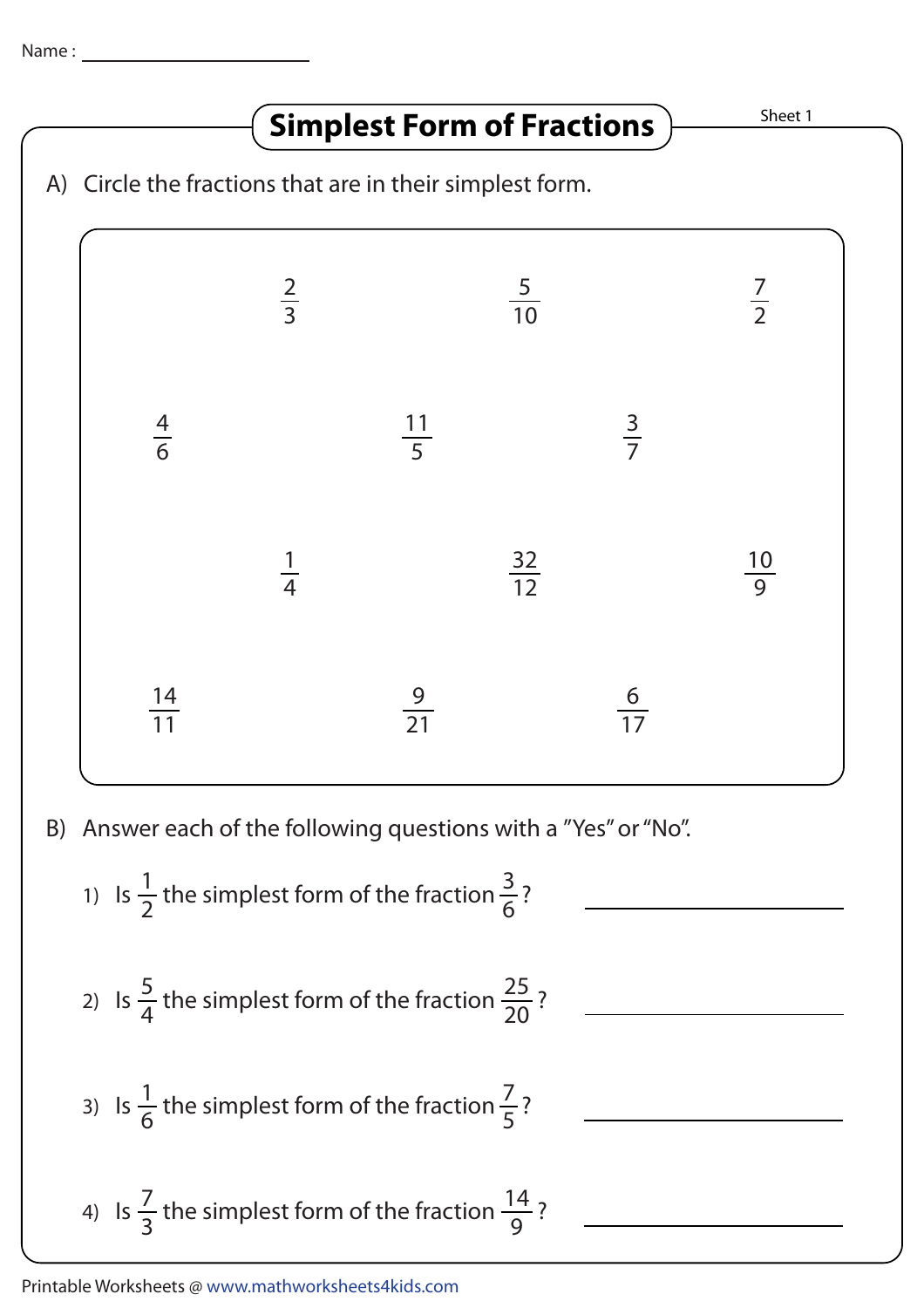Name : ____________________

# Simplest Form of Fractions

Sheet 1

A) Circle the fractions that are in their simplest form.

| | | | |
|---|---|---|---|
| | $\frac{2}{3}$ | $\frac{5}{10}$ | $\frac{7}{2}$ |
| $\frac{4}{6}$ | $\frac{11}{5}$ | $\frac{3}{7}$ | |
| | $\frac{1}{4}$ | $\frac{32}{12}$ | $\frac{10}{9}$ |
| $\frac{14}{11}$ | $\frac{9}{21}$ | $\frac{6}{17}$ | |

B) Answer each of the following questions with a "Yes" or "No".

1) Is $\frac{1}{2}$ the simplest form of the fraction $\frac{3}{6}$? ____________________

2) Is $\frac{5}{4}$ the simplest form of the fraction $\frac{25}{20}$? ____________________

3) Is $\frac{1}{6}$ the simplest form of the fraction $\frac{7}{5}$? ____________________

4) Is $\frac{7}{3}$ the simplest form of the fraction $\frac{14}{9}$? ____________________

Printable Worksheets @ www.mathworksheets4kids.com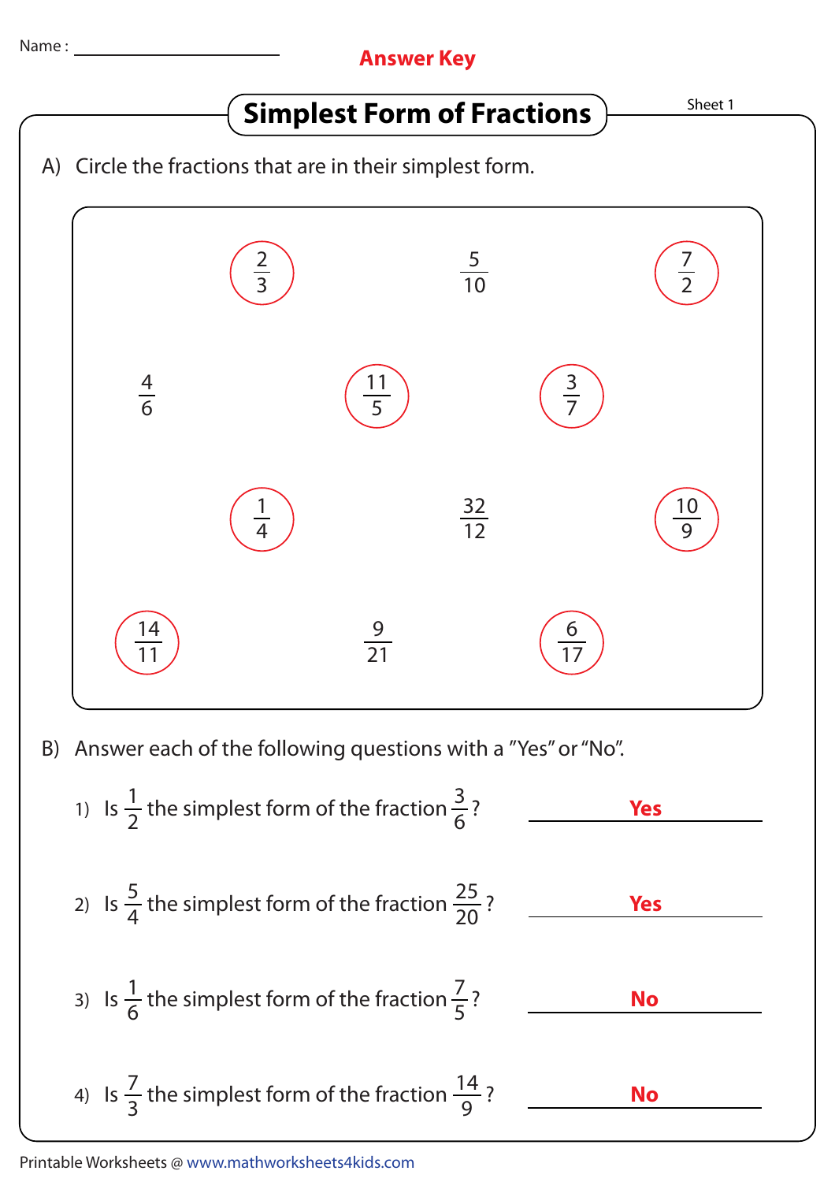Name : ____________________

**Answer Key**

# Simplest Form of Fractions

Sheet 1

A) Circle the fractions that are in their simplest form.

(circled) $\frac{2}{3}$ $\frac{5}{10}$ (circled) $\frac{7}{2}$

$\frac{4}{6}$ (circled) $\frac{11}{5}$ (circled) $\frac{3}{7}$

(circled) $\frac{1}{4}$ $\frac{32}{12}$ (circled) $\frac{10}{9}$

(circled) $\frac{14}{11}$ $\frac{9}{21}$ (circled) $\frac{6}{17}$

B) Answer each of the following questions with a "Yes" or "No".

1) Is $\frac{1}{2}$ the simplest form of the fraction $\frac{3}{6}$? **Yes**

2) Is $\frac{5}{4}$ the simplest form of the fraction $\frac{25}{20}$? **Yes**

3) Is $\frac{1}{6}$ the simplest form of the fraction $\frac{7}{5}$? **No**

4) Is $\frac{7}{3}$ the simplest form of the fraction $\frac{14}{9}$? **No**

Printable Worksheets @ www.mathworksheets4kids.com